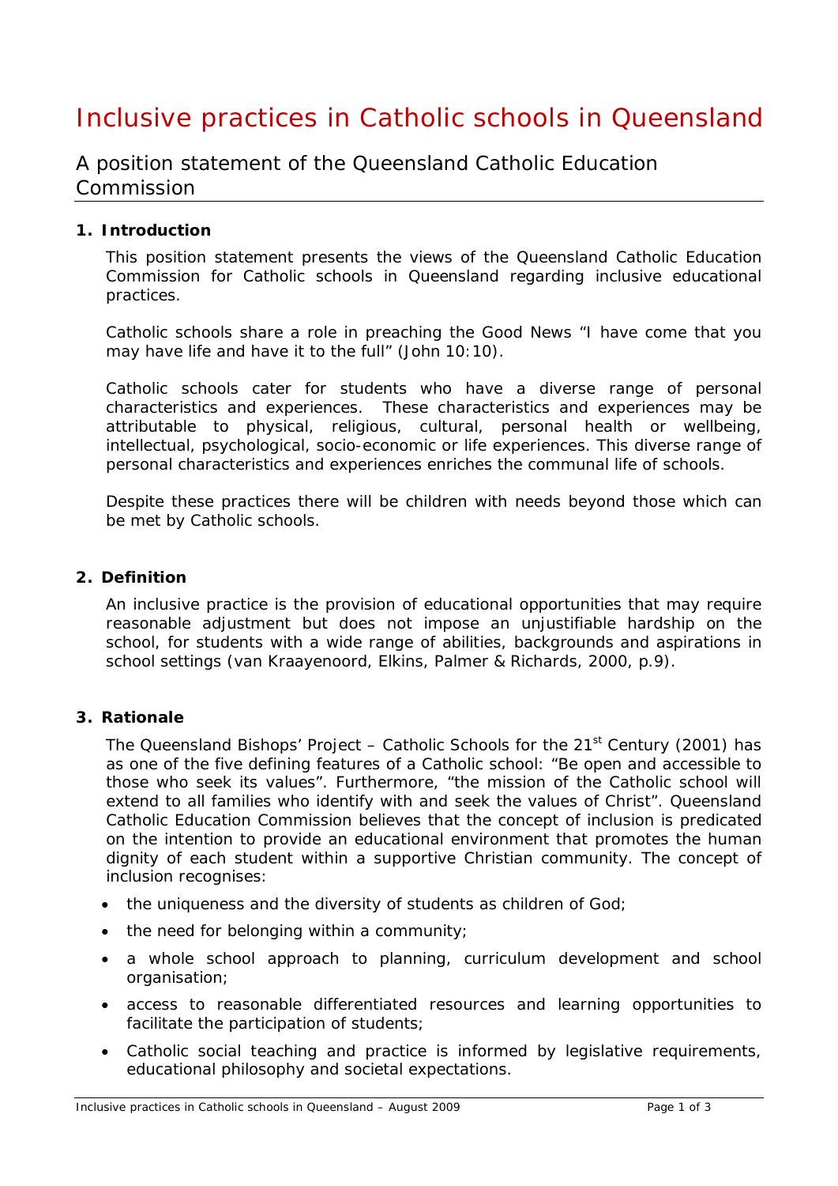# Inclusive practices in Catholic schools in Queensland

## A position statement of the Queensland Catholic Education Commission

### 1. Introduction

This position statement presents the views of the Queensland Catholic Education Commission for Catholic schools in Queensland regarding inclusive educational practices.

Catholic schools share a role in preaching the Good News "I have come that you may have life and have it to the full" (John 10:10).

Catholic schools cater for students who have a diverse range of personal characteristics and experiences. These characteristics and experiences may be attributable to physical, religious, cultural, personal health or wellbeing, intellectual, psychological, socio-economic or life experiences. This diverse range of personal characteristics and experiences enriches the communal life of schools.

Despite these practices there will be children with needs beyond those which can be met by Catholic schools.

### 2. Definition

An inclusive practice is the provision of educational opportunities that may require reasonable adjustment but does not impose an unjustifiable hardship on the school, for students with a wide range of abilities, backgrounds and aspirations in school settings (van Kraayenoord, Elkins, Palmer & Richards, 2000, p.9).

### 3. Rationale

The Queensland Bishops' Project – Catholic Schools for the 21st Century (2001) has as one of the five defining features of a Catholic school: "Be open and accessible to those who seek its values". Furthermore, "the mission of the Catholic school will extend to all families who identify with and seek the values of Christ". Queensland Catholic Education Commission believes that the concept of inclusion is predicated on the intention to provide an educational environment that promotes the human dignity of each student within a supportive Christian community. The concept of inclusion recognises:

- the uniqueness and the diversity of students as children of God;
- the need for belonging within a community;
- a whole school approach to planning, curriculum development and school organisation;
- access to reasonable differentiated resources and learning opportunities to facilitate the participation of students;
- Catholic social teaching and practice is informed by legislative requirements, educational philosophy and societal expectations.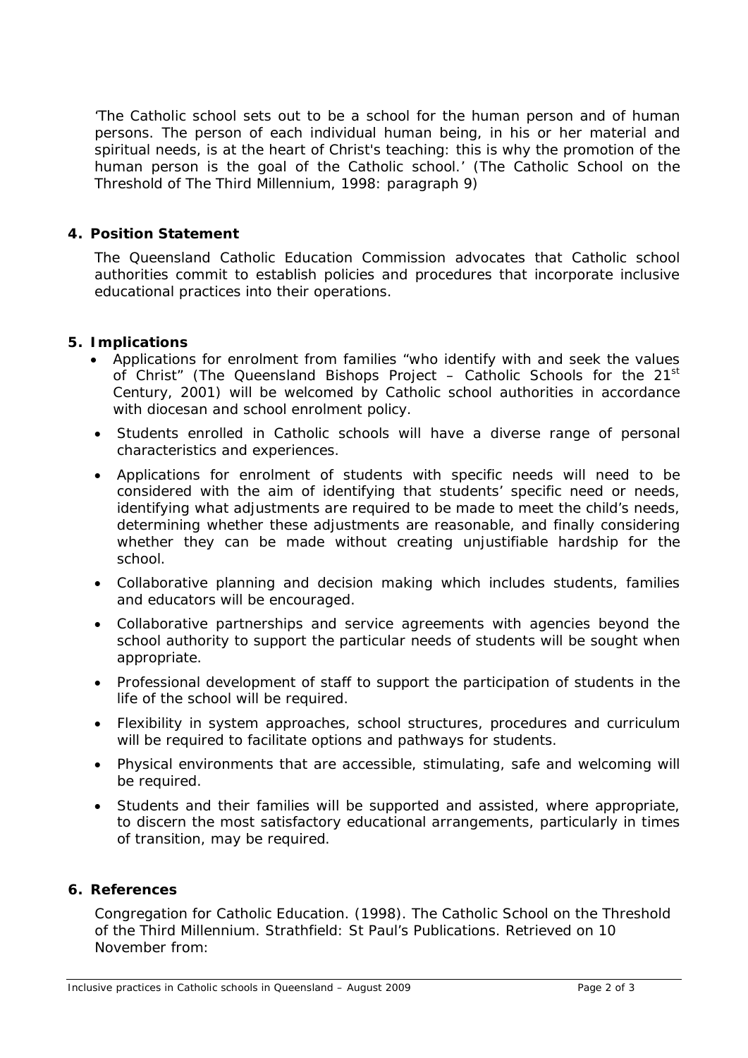'The Catholic school sets out to be a school for the human person and of human persons. The person of each individual human being, in his or her material and spiritual needs, is at the heart of Christ's teaching: this is why the promotion of the human person is the goal of the Catholic school.' (The Catholic School on the Threshold of The Third Millennium, 1998: paragraph 9)

## 4. Position Statement

The Queensland Catholic Education Commission advocates that Catholic school authorities commit to establish policies and procedures that incorporate inclusive educational practices into their operations.

## 5. Implications

- Applications for enrolment from families "who identify with and seek the values of Christ" (The Queensland Bishops Project – Catholic Schools for the 21st Century, 2001) will be welcomed by Catholic school authorities in accordance with diocesan and school enrolment policy.
- Students enrolled in Catholic schools will have a diverse range of personal characteristics and experiences.
- Applications for enrolment of students with specific needs will need to be considered with the aim of identifying that students' specific need or needs, identifying what adjustments are required to be made to meet the child's needs, determining whether these adjustments are reasonable, and finally considering whether they can be made without creating unjustifiable hardship for the school.
- Collaborative planning and decision making which includes students, families and educators will be encouraged.
- Collaborative partnerships and service agreements with agencies beyond the school authority to support the particular needs of students will be sought when appropriate.
- Professional development of staff to support the participation of students in the life of the school will be required.
- Flexibility in system approaches, school structures, procedures and curriculum will be required to facilitate options and pathways for students.
- Physical environments that are accessible, stimulating, safe and welcoming will be required.
- Students and their families will be supported and assisted, where appropriate, to discern the most satisfactory educational arrangements, particularly in times of transition, may be required.

## 6. References

Congregation for Catholic Education. (1998). The Catholic School on the Threshold of the Third Millennium. Strathfield: St Paul's Publications. Retrieved on 10 November from: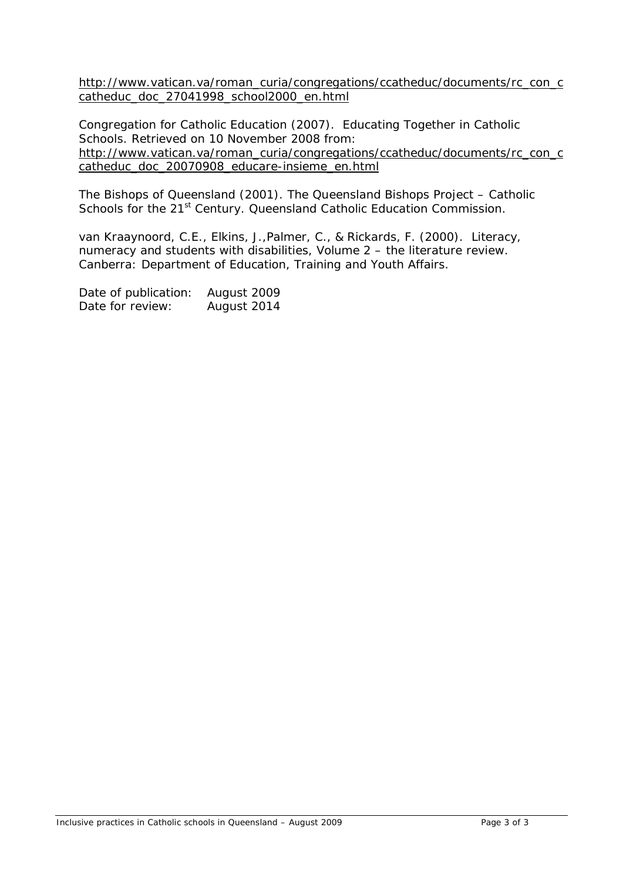http://www.vatican.va/roman_curia/congregations/ccatheduc/documents/rc_con_ccatheduc_doc_27041998_school2000_en.html

Congregation for Catholic Education (2007). Educating Together in Catholic Schools. Retrieved on 10 November 2008 from: http://www.vatican.va/roman_curia/congregations/ccatheduc/documents/rc_con_ccatheduc_doc_20070908_educare-insieme_en.html

The Bishops of Queensland (2001). The Queensland Bishops Project – Catholic Schools for the 21st Century. Queensland Catholic Education Commission.

van Kraaynoord, C.E., Elkins, J.,Palmer, C., & Rickards, F. (2000). Literacy, numeracy and students with disabilities, Volume 2 – the literature review. Canberra: Department of Education, Training and Youth Affairs.

Date of publication: August 2009
Date for review: August 2014